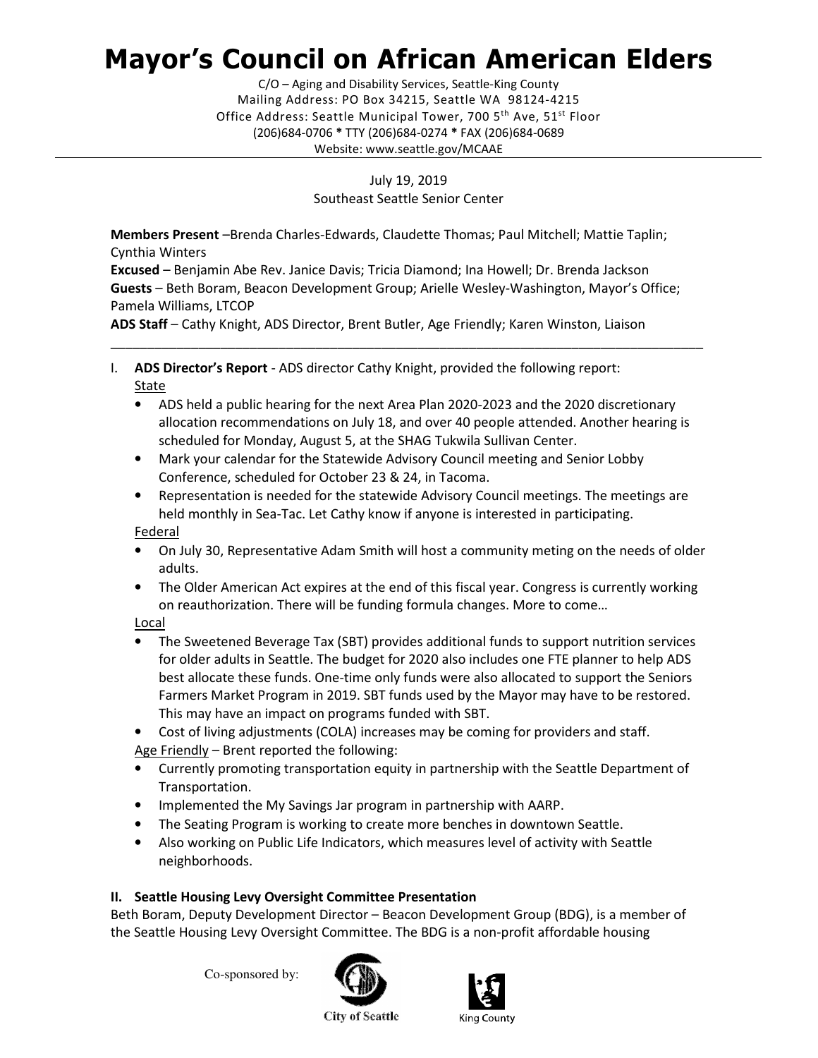# Mayor's Council on African American Elders

C/O – Aging and Disability Services, Seattle-King County
Mailing Address: PO Box 34215, Seattle WA 98124-4215
Office Address: Seattle Municipal Tower, 700 5th Ave, 51st Floor
(206)684-0706 * TTY (206)684-0274 * FAX (206)684-0689
Website: www.seattle.gov/MCAAE

July 19, 2019
Southeast Seattle Senior Center

**Members Present** –Brenda Charles-Edwards, Claudette Thomas; Paul Mitchell; Mattie Taplin; Cynthia Winters
**Excused** – Benjamin Abe Rev. Janice Davis; Tricia Diamond; Ina Howell; Dr. Brenda Jackson
**Guests** – Beth Boram, Beacon Development Group; Arielle Wesley-Washington, Mayor's Office; Pamela Williams, LTCOP
**ADS Staff** – Cathy Knight, ADS Director, Brent Butler, Age Friendly; Karen Winston, Liaison

---

I. **ADS Director's Report** - ADS director Cathy Knight, provided the following report:

State

- ADS held a public hearing for the next Area Plan 2020-2023 and the 2020 discretionary allocation recommendations on July 18, and over 40 people attended. Another hearing is scheduled for Monday, August 5, at the SHAG Tukwila Sullivan Center.
- Mark your calendar for the Statewide Advisory Council meeting and Senior Lobby Conference, scheduled for October 23 & 24, in Tacoma.
- Representation is needed for the statewide Advisory Council meetings. The meetings are held monthly in Sea-Tac. Let Cathy know if anyone is interested in participating.

Federal

- On July 30, Representative Adam Smith will host a community meting on the needs of older adults.
- The Older American Act expires at the end of this fiscal year. Congress is currently working on reauthorization. There will be funding formula changes. More to come…

Local

- The Sweetened Beverage Tax (SBT) provides additional funds to support nutrition services for older adults in Seattle. The budget for 2020 also includes one FTE planner to help ADS best allocate these funds. One-time only funds were also allocated to support the Seniors Farmers Market Program in 2019. SBT funds used by the Mayor may have to be restored. This may have an impact on programs funded with SBT.
- Cost of living adjustments (COLA) increases may be coming for providers and staff.

Age Friendly – Brent reported the following:

- Currently promoting transportation equity in partnership with the Seattle Department of Transportation.
- Implemented the My Savings Jar program in partnership with AARP.
- The Seating Program is working to create more benches in downtown Seattle.
- Also working on Public Life Indicators, which measures level of activity with Seattle neighborhoods.

**II. Seattle Housing Levy Oversight Committee Presentation**

Beth Boram, Deputy Development Director – Beacon Development Group (BDG), is a member of the Seattle Housing Levy Oversight Committee. The BDG is a non-profit affordable housing

Co-sponsored by: City of Seattle King County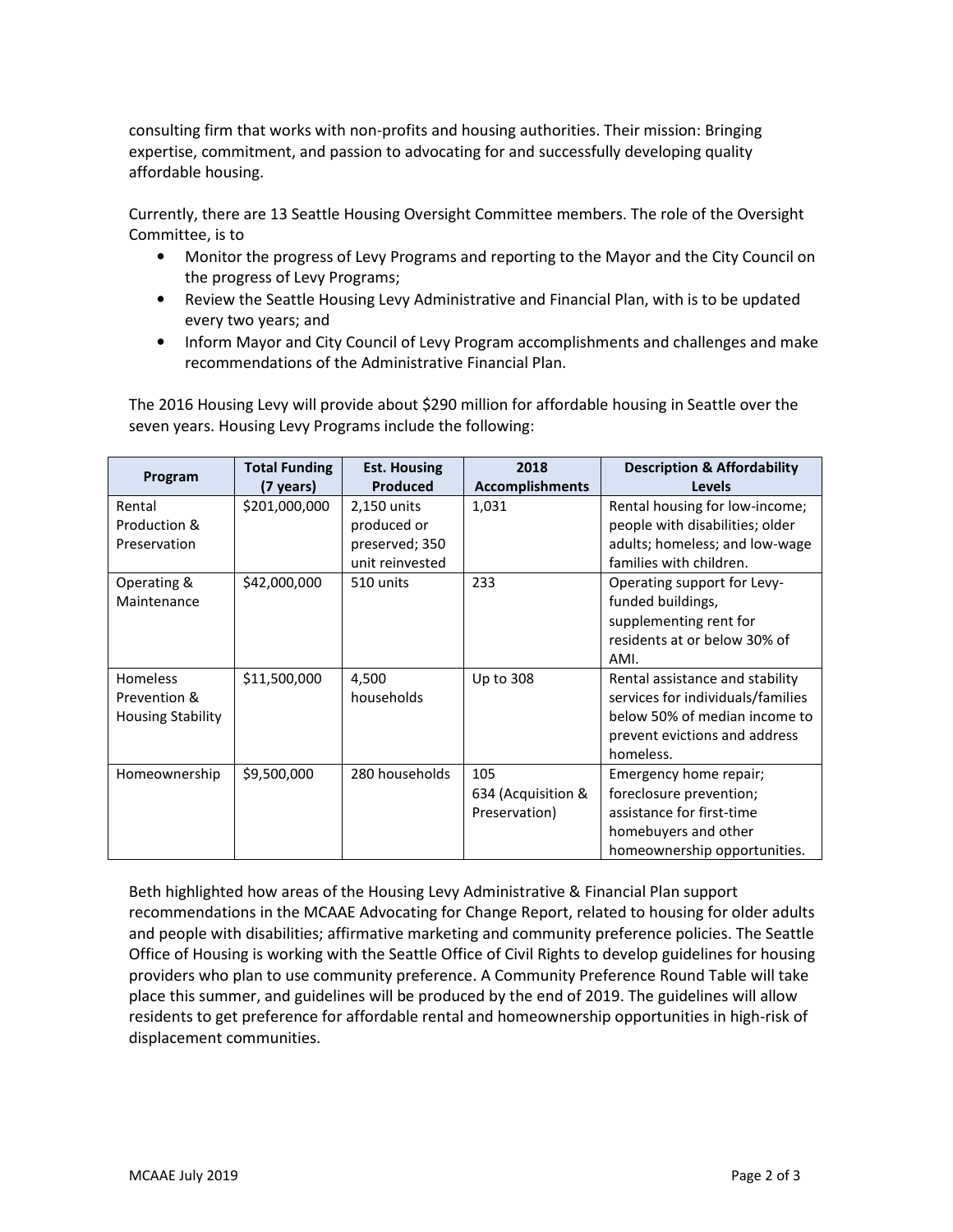consulting firm that works with non-profits and housing authorities. Their mission: Bringing expertise, commitment, and passion to advocating for and successfully developing quality affordable housing.

Currently, there are 13 Seattle Housing Oversight Committee members. The role of the Oversight Committee, is to

- Monitor the progress of Levy Programs and reporting to the Mayor and the City Council on the progress of Levy Programs;
- Review the Seattle Housing Levy Administrative and Financial Plan, with is to be updated every two years; and
- Inform Mayor and City Council of Levy Program accomplishments and challenges and make recommendations of the Administrative Financial Plan.

The 2016 Housing Levy will provide about $290 million for affordable housing in Seattle over the seven years. Housing Levy Programs include the following:

| Program | Total Funding (7 years) | Est. Housing Produced | 2018 Accomplishments | Description & Affordability Levels |
|---|---|---|---|---|
| Rental Production & Preservation | $201,000,000 | 2,150 units produced or preserved; 350 unit reinvested | 1,031 | Rental housing for low-income; people with disabilities; older adults; homeless; and low-wage families with children. |
| Operating & Maintenance | $42,000,000 | 510 units | 233 | Operating support for Levy-funded buildings, supplementing rent for residents at or below 30% of AMI. |
| Homeless Prevention & Housing Stability | $11,500,000 | 4,500 households | Up to 308 | Rental assistance and stability services for individuals/families below 50% of median income to prevent evictions and address homeless. |
| Homeownership | $9,500,000 | 280 households | 105<br>634 (Acquisition & Preservation) | Emergency home repair; foreclosure prevention; assistance for first-time homebuyers and other homeownership opportunities. |

Beth highlighted how areas of the Housing Levy Administrative & Financial Plan support recommendations in the MCAAE Advocating for Change Report, related to housing for older adults and people with disabilities; affirmative marketing and community preference policies. The Seattle Office of Housing is working with the Seattle Office of Civil Rights to develop guidelines for housing providers who plan to use community preference. A Community Preference Round Table will take place this summer, and guidelines will be produced by the end of 2019. The guidelines will allow residents to get preference for affordable rental and homeownership opportunities in high-risk of displacement communities.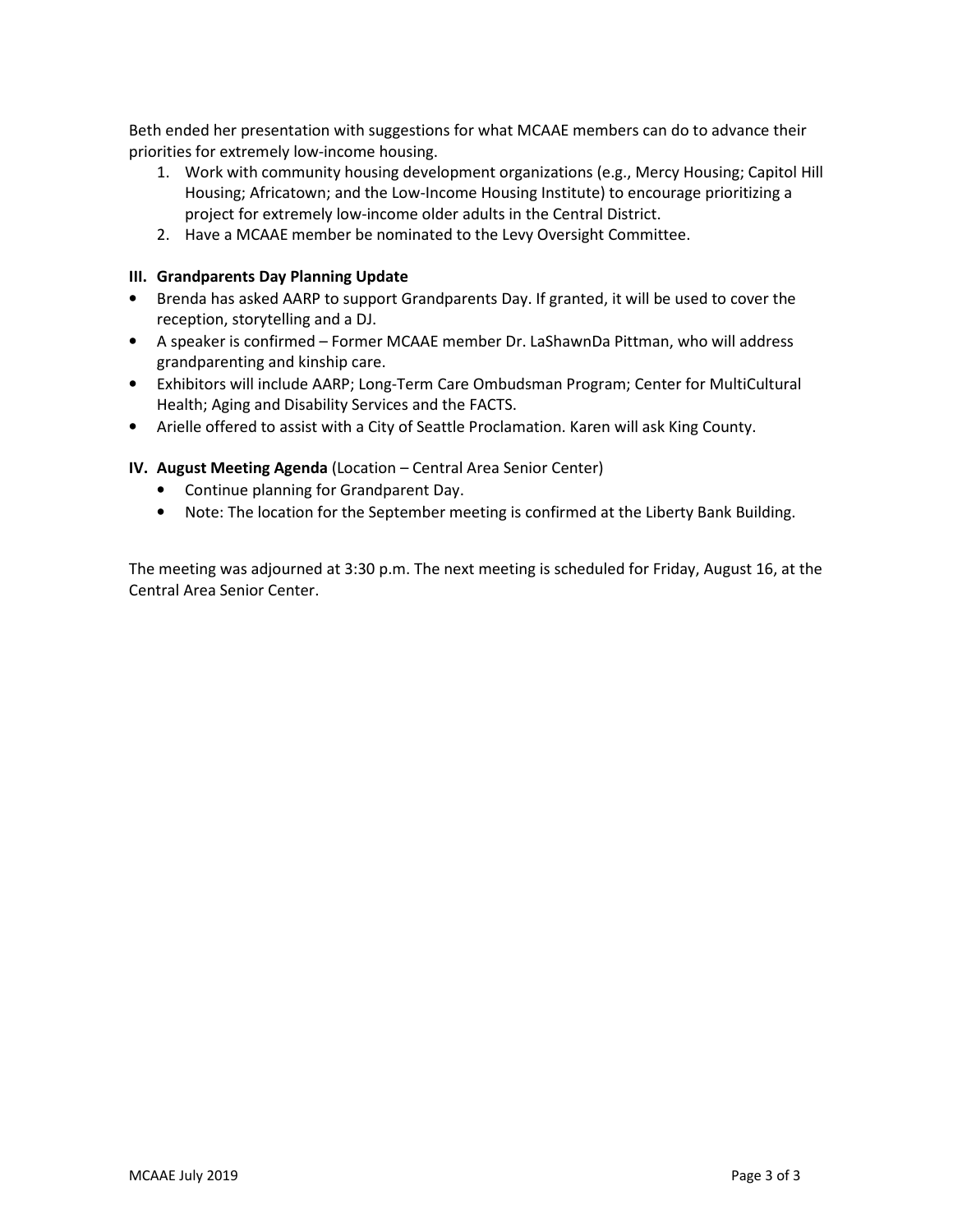Beth ended her presentation with suggestions for what MCAAE members can do to advance their priorities for extremely low-income housing.

1. Work with community housing development organizations (e.g., Mercy Housing; Capitol Hill Housing; Africatown; and the Low-Income Housing Institute) to encourage prioritizing a project for extremely low-income older adults in the Central District.
2. Have a MCAAE member be nominated to the Levy Oversight Committee.

### III. Grandparents Day Planning Update

- Brenda has asked AARP to support Grandparents Day. If granted, it will be used to cover the reception, storytelling and a DJ.
- A speaker is confirmed – Former MCAAE member Dr. LaShawnDa Pittman, who will address grandparenting and kinship care.
- Exhibitors will include AARP; Long-Term Care Ombudsman Program; Center for MultiCultural Health; Aging and Disability Services and the FACTS.
- Arielle offered to assist with a City of Seattle Proclamation. Karen will ask King County.

### IV. August Meeting Agenda (Location – Central Area Senior Center)

- Continue planning for Grandparent Day.
- Note: The location for the September meeting is confirmed at the Liberty Bank Building.

The meeting was adjourned at 3:30 p.m. The next meeting is scheduled for Friday, August 16, at the Central Area Senior Center.